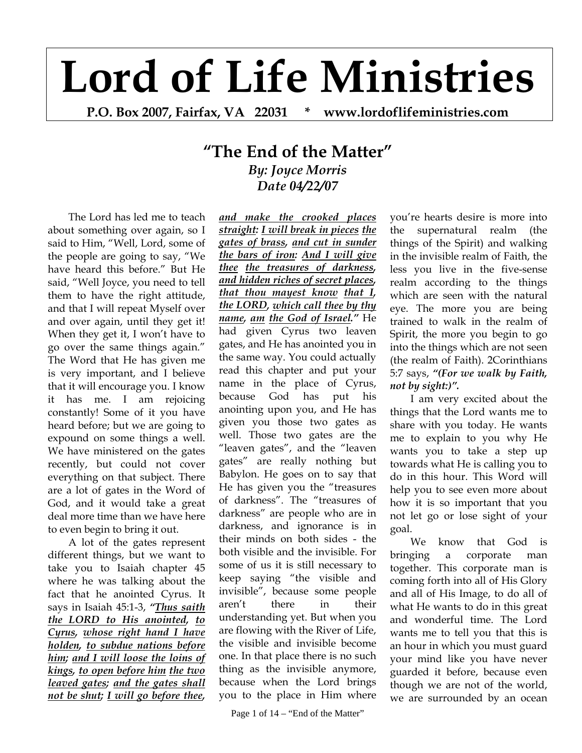# Lord of Life Ministries

**P.O. Box 2007, Fairfax, VA 22031 * www.lordoflifeministries.com**

## "The End of the Matter"

***By: Joyce Morris***
***Date 04/22/07***

The Lord has led me to teach about something over again, so I said to Him, "Well, Lord, some of the people are going to say, "We have heard this before." But He said, "Well Joyce, you need to tell them to have the right attitude, and that I will repeat Myself over and over again, until they get it! When they get it, I won't have to go over the same things again." The Word that He has given me is very important, and I believe that it will encourage you. I know it has me. I am rejoicing constantly! Some of it you have heard before; but we are going to expound on some things a well. We have ministered on the gates recently, but could not cover everything on that subject. There are a lot of gates in the Word of God, and it would take a great deal more time than we have here to even begin to bring it out.

A lot of the gates represent different things, but we want to take you to Isaiah chapter 45 where he was talking about the fact that he anointed Cyrus. It says in Isaiah 45:1-3, ***"Thus saith the LORD to His anointed, to Cyrus, whose right hand I have holden, to subdue nations before him; and I will loose the loins of kings, to open before him the two leaved gates; and the gates shall not be shut; I will go before thee, and make the crooked places straight: I will break in pieces the gates of brass, and cut in sunder the bars of iron: And I will give thee the treasures of darkness, and hidden riches of secret places, that thou mayest know that I, the LORD, which call thee by thy name, am the God of Israel."*** He had given Cyrus two leaven gates, and He has anointed you in the same way. You could actually read this chapter and put your name in the place of Cyrus, because God has put his anointing upon you, and He has given you those two gates as well. Those two gates are the "leaven gates", and the "leaven gates" are really nothing but Babylon. He goes on to say that He has given you the "treasures of darkness". The "treasures of darkness" are people who are in darkness, and ignorance is in their minds on both sides - the both visible and the invisible. For some of us it is still necessary to keep saying "the visible and invisible", because some people aren't there in their understanding yet. But when you are flowing with the River of Life, the visible and invisible become one. In that place there is no such thing as the invisible anymore, because when the Lord brings you to the place in Him where you're hearts desire is more into the supernatural realm (the things of the Spirit) and walking in the invisible realm of Faith, the less you live in the five-sense realm according to the things which are seen with the natural eye. The more you are being trained to walk in the realm of Spirit, the more you begin to go into the things which are not seen (the realm of Faith). 2Corinthians 5:7 says, ***"(For we walk by Faith, not by sight:)".***

I am very excited about the things that the Lord wants me to share with you today. He wants me to explain to you why He wants you to take a step up towards what He is calling you to do in this hour. This Word will help you to see even more about how it is so important that you not let go or lose sight of your goal.

We know that God is bringing a corporate man together. This corporate man is coming forth into all of His Glory and all of His Image, to do all of what He wants to do in this great and wonderful time. The Lord wants me to tell you that this is an hour in which you must guard your mind like you have never guarded it before, because even though we are not of the world, we are surrounded by an ocean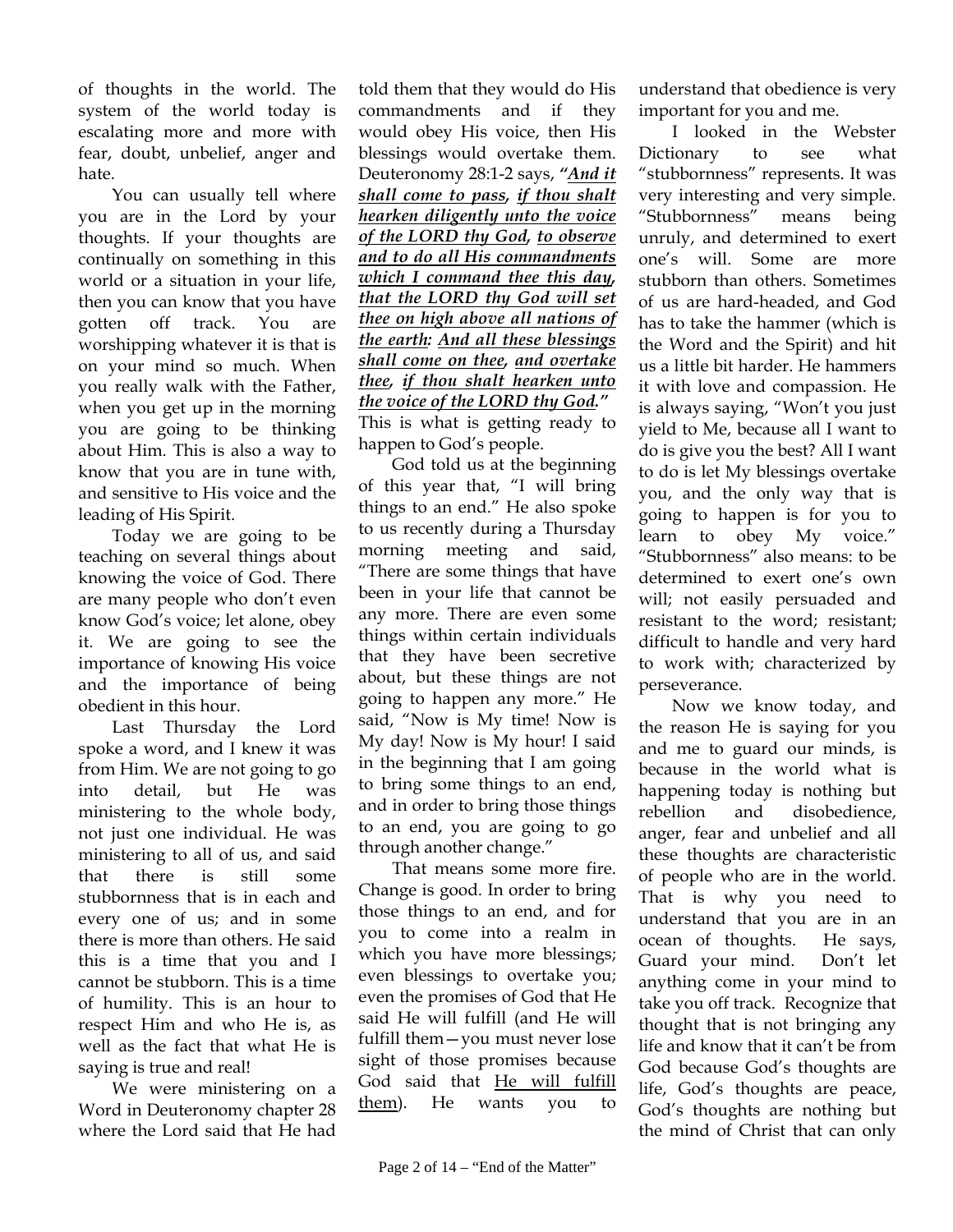of thoughts in the world. The system of the world today is escalating more and more with fear, doubt, unbelief, anger and hate.

You can usually tell where you are in the Lord by your thoughts. If your thoughts are continually on something in this world or a situation in your life, then you can know that you have gotten off track. You are worshipping whatever it is that is on your mind so much. When you really walk with the Father, when you get up in the morning you are going to be thinking about Him. This is also a way to know that you are in tune with, and sensitive to His voice and the leading of His Spirit.

Today we are going to be teaching on several things about knowing the voice of God. There are many people who don't even know God's voice; let alone, obey it. We are going to see the importance of knowing His voice and the importance of being obedient in this hour.

Last Thursday the Lord spoke a word, and I knew it was from Him. We are not going to go into detail, but He was ministering to the whole body, not just one individual. He was ministering to all of us, and said that there is still some stubbornness that is in each and every one of us; and in some there is more than others. He said this is a time that you and I cannot be stubborn. This is a time of humility. This is an hour to respect Him and who He is, as well as the fact that what He is saying is true and real!

We were ministering on a Word in Deuteronomy chapter 28 where the Lord said that He had told them that they would do His commandments and if they would obey His voice, then His blessings would overtake them. Deuteronomy 28:1-2 says, ***"<u>And it shall come to pass</u>, <u>if thou shalt hearken diligently unto the voice of the LORD thy God</u>, <u>to observe and to do all His commandments which I command thee this day</u>, <u>that the LORD thy God will set thee on high above all nations of the earth</u>: <u>And all these blessings shall come on thee</u>, <u>and overtake thee</u>, <u>if thou shalt hearken unto the voice of the LORD thy God</u>."*** This is what is getting ready to happen to God's people.

God told us at the beginning of this year that, "I will bring things to an end." He also spoke to us recently during a Thursday morning meeting and said, "There are some things that have been in your life that cannot be any more. There are even some things within certain individuals that they have been secretive about, but these things are not going to happen any more." He said, "Now is My time! Now is My day! Now is My hour! I said in the beginning that I am going to bring some things to an end, and in order to bring those things to an end, you are going to go through another change."

That means some more fire. Change is good. In order to bring those things to an end, and for you to come into a realm in which you have more blessings; even blessings to overtake you; even the promises of God that He said He will fulfill (and He will fulfill them—you must never lose sight of those promises because God said that <u>He will fulfill them</u>). He wants you to understand that obedience is very important for you and me.

I looked in the Webster Dictionary to see what "stubbornness" represents. It was very interesting and very simple. "Stubbornness" means being unruly, and determined to exert one's will. Some are more stubborn than others. Sometimes of us are hard-headed, and God has to take the hammer (which is the Word and the Spirit) and hit us a little bit harder. He hammers it with love and compassion. He is always saying, "Won't you just yield to Me, because all I want to do is give you the best? All I want to do is let My blessings overtake you, and the only way that is going to happen is for you to learn to obey My voice." "Stubbornness" also means: to be determined to exert one's own will; not easily persuaded and resistant to the word; resistant; difficult to handle and very hard to work with; characterized by perseverance.

Now we know today, and the reason He is saying for you and me to guard our minds, is because in the world what is happening today is nothing but rebellion and disobedience, anger, fear and unbelief and all these thoughts are characteristic of people who are in the world. That is why you need to understand that you are in an ocean of thoughts. He says, Guard your mind. Don't let anything come in your mind to take you off track. Recognize that thought that is not bringing any life and know that it can't be from God because God's thoughts are life, God's thoughts are peace, God's thoughts are nothing but the mind of Christ that can only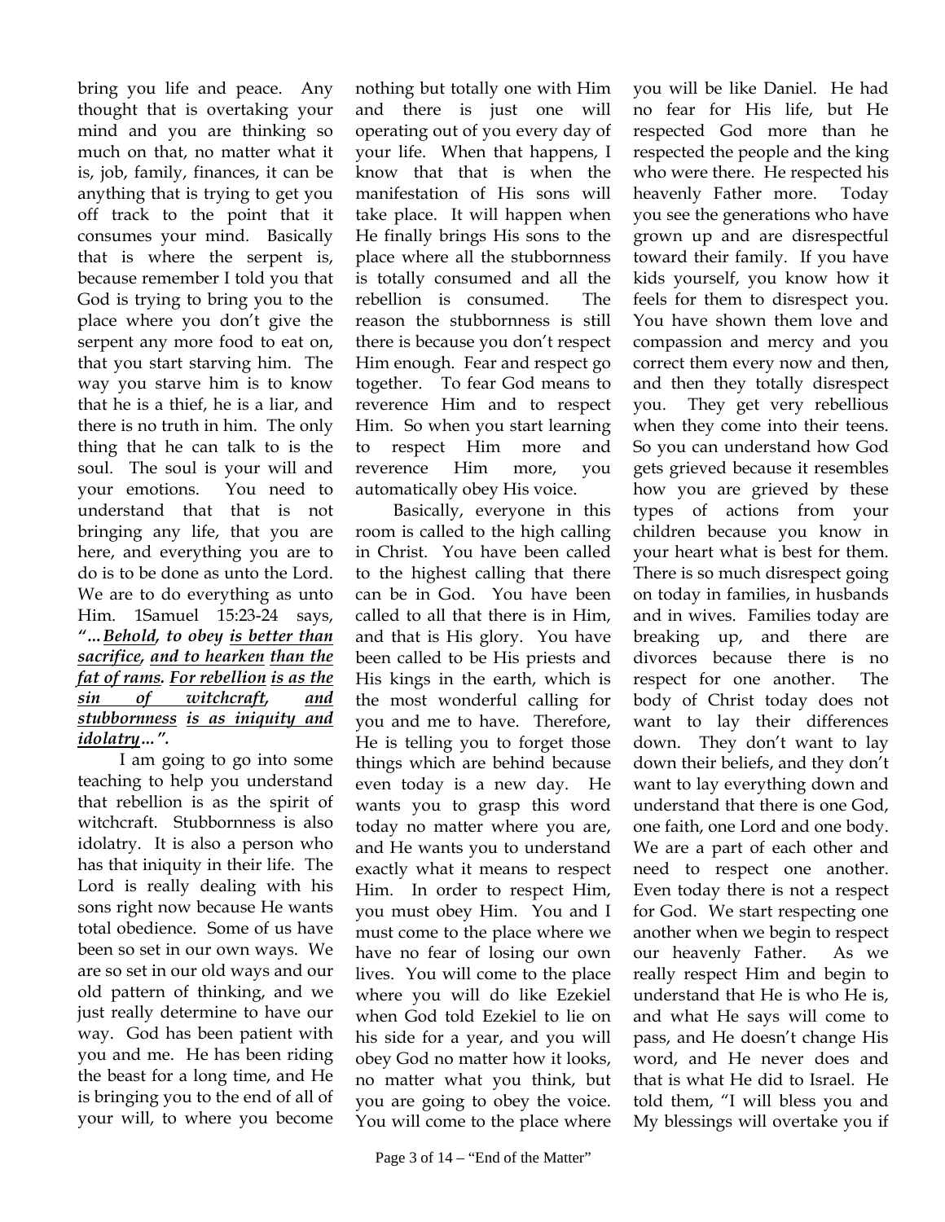bring you life and peace. Any thought that is overtaking your mind and you are thinking so much on that, no matter what it is, job, family, finances, it can be anything that is trying to get you off track to the point that it consumes your mind. Basically that is where the serpent is, because remember I told you that God is trying to bring you to the place where you don't give the serpent any more food to eat on, that you start starving him. The way you starve him is to know that he is a thief, he is a liar, and there is no truth in him. The only thing that he can talk to is the soul. The soul is your will and your emotions. You need to understand that that is not bringing any life, that you are here, and everything you are to do is to be done as unto the Lord. We are to do everything as unto Him. 1Samuel 15:23-24 says, ***"…Behold, to obey is better than sacrifice, and to hearken than the fat of rams. For rebellion is as the sin of witchcraft, and stubbornness is as iniquity and idolatry…".***

I am going to go into some teaching to help you understand that rebellion is as the spirit of witchcraft. Stubbornness is also idolatry. It is also a person who has that iniquity in their life. The Lord is really dealing with his sons right now because He wants total obedience. Some of us have been so set in our own ways. We are so set in our old ways and our old pattern of thinking, and we just really determine to have our way. God has been patient with you and me. He has been riding the beast for a long time, and He is bringing you to the end of all of your will, to where you become nothing but totally one with Him and there is just one will operating out of you every day of your life. When that happens, I know that that is when the manifestation of His sons will take place. It will happen when He finally brings His sons to the place where all the stubbornness is totally consumed and all the rebellion is consumed. The reason the stubbornness is still there is because you don't respect Him enough. Fear and respect go together. To fear God means to reverence Him and to respect Him. So when you start learning to respect Him more and reverence Him more, you automatically obey His voice.

Basically, everyone in this room is called to the high calling in Christ. You have been called to the highest calling that there can be in God. You have been called to all that there is in Him, and that is His glory. You have been called to be His priests and His kings in the earth, which is the most wonderful calling for you and me to have. Therefore, He is telling you to forget those things which are behind because even today is a new day. He wants you to grasp this word today no matter where you are, and He wants you to understand exactly what it means to respect Him. In order to respect Him, you must obey Him. You and I must come to the place where we have no fear of losing our own lives. You will come to the place where you will do like Ezekiel when God told Ezekiel to lie on his side for a year, and you will obey God no matter how it looks, no matter what you think, but you are going to obey the voice. You will come to the place where you will be like Daniel. He had no fear for His life, but He respected God more than he respected the people and the king who were there. He respected his heavenly Father more. Today you see the generations who have grown up and are disrespectful toward their family. If you have kids yourself, you know how it feels for them to disrespect you. You have shown them love and compassion and mercy and you correct them every now and then, and then they totally disrespect you. They get very rebellious when they come into their teens. So you can understand how God gets grieved because it resembles how you are grieved by these types of actions from your children because you know in your heart what is best for them. There is so much disrespect going on today in families, in husbands and in wives. Families today are breaking up, and there are divorces because there is no respect for one another. The body of Christ today does not want to lay their differences down. They don't want to lay down their beliefs, and they don't want to lay everything down and understand that there is one God, one faith, one Lord and one body. We are a part of each other and need to respect one another. Even today there is not a respect for God. We start respecting one another when we begin to respect our heavenly Father. As we really respect Him and begin to understand that He is who He is, and what He says will come to pass, and He doesn't change His word, and He never does and that is what He did to Israel. He told them, "I will bless you and My blessings will overtake you if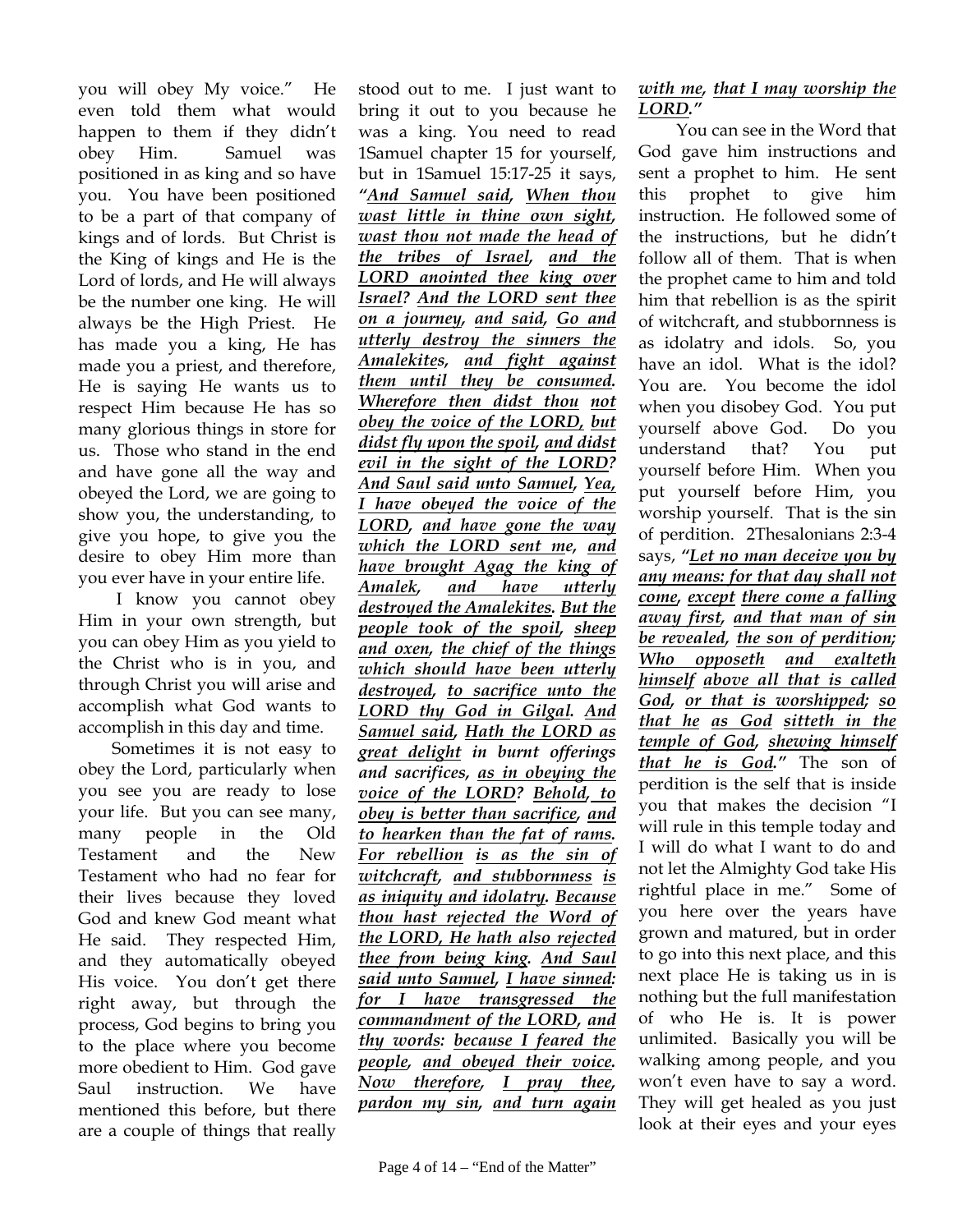you will obey My voice." He even told them what would happen to them if they didn't obey Him. Samuel was positioned in as king and so have you. You have been positioned to be a part of that company of kings and of lords. But Christ is the King of kings and He is the Lord of lords, and He will always be the number one king. He will always be the High Priest. He has made you a king, He has made you a priest, and therefore, He is saying He wants us to respect Him because He has so many glorious things in store for us. Those who stand in the end and have gone all the way and obeyed the Lord, we are going to show you, the understanding, to give you hope, to give you the desire to obey Him more than you ever have in your entire life.

I know you cannot obey Him in your own strength, but you can obey Him as you yield to the Christ who is in you, and through Christ you will arise and accomplish what God wants to accomplish in this day and time.

Sometimes it is not easy to obey the Lord, particularly when you see you are ready to lose your life. But you can see many, many people in the Old Testament and the New Testament who had no fear for their lives because they loved God and knew God meant what He said. They respected Him, and they automatically obeyed His voice. You don't get there right away, but through the process, God begins to bring you to the place where you become more obedient to Him. God gave Saul instruction. We have mentioned this before, but there are a couple of things that really stood out to me. I just want to bring it out to you because he was a king. You need to read 1Samuel chapter 15 for yourself, but in 1Samuel 15:17-25 it says, ***"And Samuel said, When thou wast little in thine own sight, wast thou not made the head of the tribes of Israel, and the LORD anointed thee king over Israel? And the LORD sent thee on a journey, and said, Go and utterly destroy the sinners the Amalekites, and fight against them until they be consumed. Wherefore then didst thou not obey the voice of the LORD, but didst fly upon the spoil, and didst evil in the sight of the LORD? And Saul said unto Samuel, Yea, I have obeyed the voice of the LORD, and have gone the way which the LORD sent me, and have brought Agag the king of Amalek, and have utterly destroyed the Amalekites. But the people took of the spoil, sheep and oxen, the chief of the things which should have been utterly destroyed, to sacrifice unto the LORD thy God in Gilgal. And Samuel said, Hath the LORD as great delight in burnt offerings and sacrifices, as in obeying the voice of the LORD? Behold, to obey is better than sacrifice, and to hearken than the fat of rams. For rebellion is as the sin of witchcraft, and stubbornness is as iniquity and idolatry. Because thou hast rejected the Word of the LORD, He hath also rejected thee from being king. And Saul said unto Samuel, I have sinned: for I have transgressed the commandment of the LORD, and thy words: because I feared the people, and obeyed their voice. Now therefore, I pray thee, pardon my sin, and turn again with me, that I may worship the LORD."***

You can see in the Word that God gave him instructions and sent a prophet to him. He sent this prophet to give him instruction. He followed some of the instructions, but he didn't follow all of them. That is when the prophet came to him and told him that rebellion is as the spirit of witchcraft, and stubbornness is as idolatry and idols. So, you have an idol. What is the idol? You are. You become the idol when you disobey God. You put yourself above God. Do you understand that? You put yourself before Him. When you put yourself before Him, you worship yourself. That is the sin of perdition. 2Thesalonians 2:3-4 says, ***"Let no man deceive you by any means: for that day shall not come, except there come a falling away first, and that man of sin be revealed, the son of perdition; Who opposeth and exalteth himself above all that is called God, or that is worshipped; so that he as God sitteth in the temple of God, shewing himself that he is God."*** The son of perdition is the self that is inside you that makes the decision "I will rule in this temple today and I will do what I want to do and not let the Almighty God take His rightful place in me." Some of you here over the years have grown and matured, but in order to go into this next place, and this next place He is taking us in is nothing but the full manifestation of who He is. It is power unlimited. Basically you will be walking among people, and you won't even have to say a word. They will get healed as you just look at their eyes and your eyes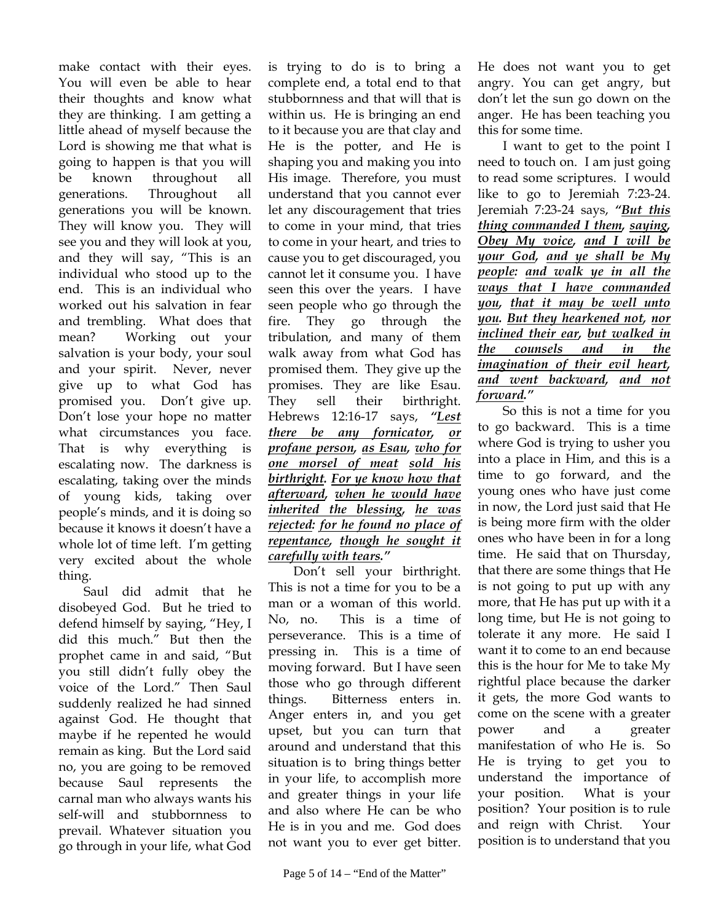make contact with their eyes. You will even be able to hear their thoughts and know what they are thinking. I am getting a little ahead of myself because the Lord is showing me that what is going to happen is that you will be known throughout all generations. Throughout all generations you will be known. They will know you. They will see you and they will look at you, and they will say, "This is an individual who stood up to the end. This is an individual who worked out his salvation in fear and trembling. What does that mean? Working out your salvation is your body, your soul and your spirit. Never, never give up to what God has promised you. Don't give up. Don't lose your hope no matter what circumstances you face. That is why everything is escalating now. The darkness is escalating, taking over the minds of young kids, taking over people's minds, and it is doing so because it knows it doesn't have a whole lot of time left. I'm getting very excited about the whole thing.

Saul did admit that he disobeyed God. But he tried to defend himself by saying, "Hey, I did this much." But then the prophet came in and said, "But you still didn't fully obey the voice of the Lord." Then Saul suddenly realized he had sinned against God. He thought that maybe if he repented he would remain as king. But the Lord said no, you are going to be removed because Saul represents the carnal man who always wants his self-will and stubbornness to prevail. Whatever situation you go through in your life, what God is trying to do is to bring a complete end, a total end to that stubbornness and that will that is within us. He is bringing an end to it because you are that clay and He is the potter, and He is shaping you and making you into His image. Therefore, you must understand that you cannot ever let any discouragement that tries to come in your mind, that tries to come in your heart, and tries to cause you to get discouraged, you cannot let it consume you. I have seen this over the years. I have seen people who go through the fire. They go through the tribulation, and many of them walk away from what God has promised them. They give up the promises. They are like Esau. They sell their birthright. Hebrews 12:16-17 says, ***"Lest there be any fornicator, or profane person, as Esau, who for one morsel of meat sold his birthright. For ye know how that afterward, when he would have inherited the blessing, he was rejected: for he found no place of repentance, though he sought it carefully with tears."***

Don't sell your birthright. This is not a time for you to be a man or a woman of this world. No, no. This is a time of perseverance. This is a time of pressing in. This is a time of moving forward. But I have seen those who go through different things. Bitterness enters in. Anger enters in, and you get upset, but you can turn that around and understand that this situation is to bring things better in your life, to accomplish more and greater things in your life and also where He can be who He is in you and me. God does not want you to ever get bitter. He does not want you to get angry. You can get angry, but don't let the sun go down on the anger. He has been teaching you this for some time.

I want to get to the point I need to touch on. I am just going to read some scriptures. I would like to go to Jeremiah 7:23-24. Jeremiah 7:23-24 says, ***"But this thing commanded I them, saying, Obey My voice, and I will be your God, and ye shall be My people: and walk ye in all the ways that I have commanded you, that it may be well unto you. But they hearkened not, nor inclined their ear, but walked in the counsels and in the imagination of their evil heart, and went backward, and not forward."***

So this is not a time for you to go backward. This is a time where God is trying to usher you into a place in Him, and this is a time to go forward, and the young ones who have just come in now, the Lord just said that He is being more firm with the older ones who have been in for a long time. He said that on Thursday, that there are some things that He is not going to put up with any more, that He has put up with it a long time, but He is not going to tolerate it any more. He said I want it to come to an end because this is the hour for Me to take My rightful place because the darker it gets, the more God wants to come on the scene with a greater power and a greater manifestation of who He is. So He is trying to get you to understand the importance of your position. What is your position? Your position is to rule and reign with Christ. Your position is to understand that you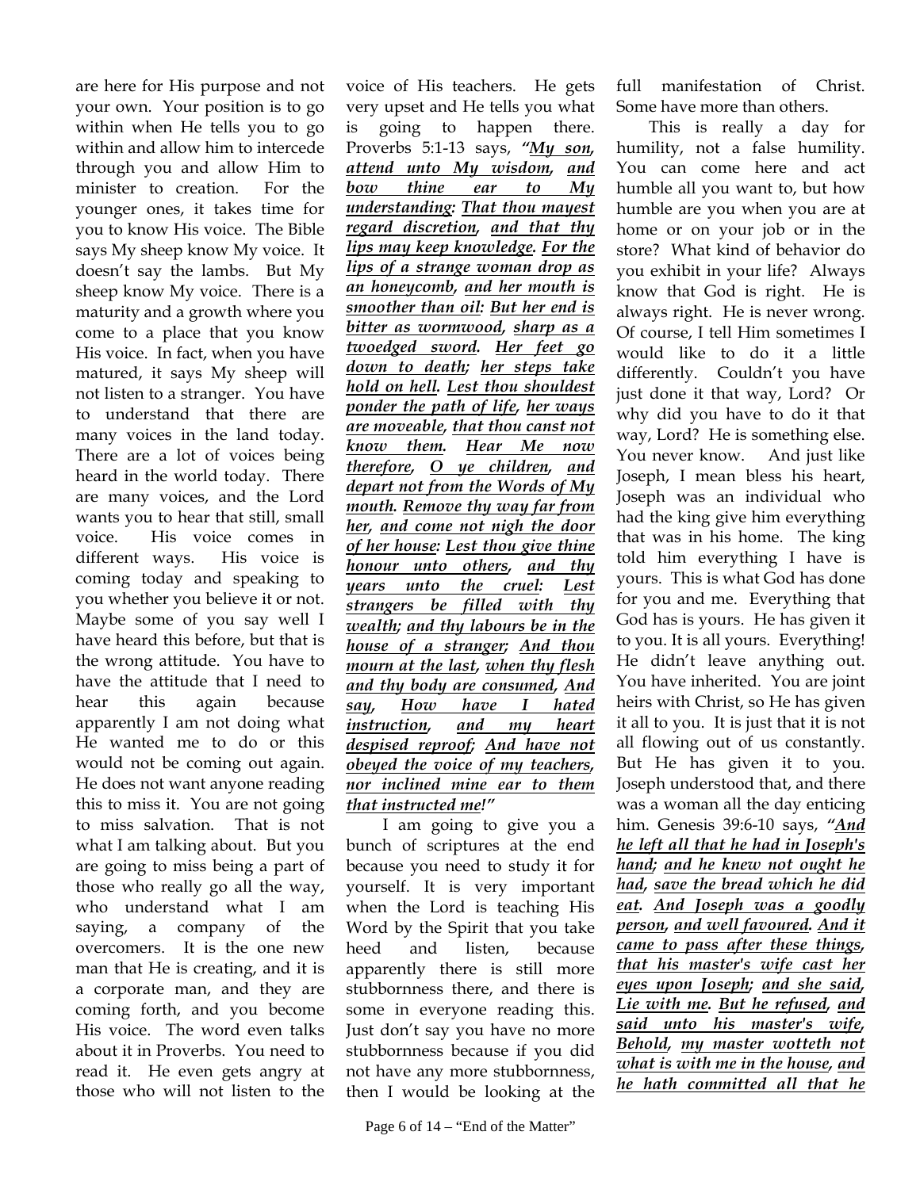are here for His purpose and not your own. Your position is to go within when He tells you to go within and allow him to intercede through you and allow Him to minister to creation. For the younger ones, it takes time for you to know His voice. The Bible says My sheep know My voice. It doesn't say the lambs. But My sheep know My voice. There is a maturity and a growth where you come to a place that you know His voice. In fact, when you have matured, it says My sheep will not listen to a stranger. You have to understand that there are many voices in the land today. There are a lot of voices being heard in the world today. There are many voices, and the Lord wants you to hear that still, small voice. His voice comes in different ways. His voice is coming today and speaking to you whether you believe it or not. Maybe some of you say well I have heard this before, but that is the wrong attitude. You have to have the attitude that I need to hear this again because apparently I am not doing what He wanted me to do or this would not be coming out again. He does not want anyone reading this to miss it. You are not going to miss salvation. That is not what I am talking about. But you are going to miss being a part of those who really go all the way, who understand what I am saying, a company of the overcomers. It is the one new man that He is creating, and it is a corporate man, and they are coming forth, and you become His voice. The word even talks about it in Proverbs. You need to read it. He even gets angry at those who will not listen to the voice of His teachers. He gets very upset and He tells you what is going to happen there. Proverbs 5:1-13 says, ***"My son, attend unto My wisdom, and bow thine ear to My understanding: That thou mayest regard discretion, and that thy lips may keep knowledge. For the lips of a strange woman drop as an honeycomb, and her mouth is smoother than oil: But her end is bitter as wormwood, sharp as a twoedged sword. Her feet go down to death; her steps take hold on hell. Lest thou shouldest ponder the path of life, her ways are moveable, that thou canst not know them. Hear Me now therefore, O ye children, and depart not from the Words of My mouth. Remove thy way far from her, and come not nigh the door of her house: Lest thou give thine honour unto others, and thy years unto the cruel: Lest strangers be filled with thy wealth; and thy labours be in the house of a stranger; And thou mourn at the last, when thy flesh and thy body are consumed, And say, How have I hated instruction, and my heart despised reproof; And have not obeyed the voice of my teachers, nor inclined mine ear to them that instructed me!"***

I am going to give you a bunch of scriptures at the end because you need to study it for yourself. It is very important when the Lord is teaching His Word by the Spirit that you take heed and listen, because apparently there is still more stubbornness there, and there is some in everyone reading this. Just don't say you have no more stubbornness because if you did not have any more stubbornness, then I would be looking at the full manifestation of Christ. Some have more than others.

This is really a day for humility, not a false humility. You can come here and act humble all you want to, but how humble are you when you are at home or on your job or in the store? What kind of behavior do you exhibit in your life? Always know that God is right. He is always right. He is never wrong. Of course, I tell Him sometimes I would like to do it a little differently. Couldn't you have just done it that way, Lord? Or why did you have to do it that way, Lord? He is something else. You never know. And just like Joseph, I mean bless his heart, Joseph was an individual who had the king give him everything that was in his home. The king told him everything I have is yours. This is what God has done for you and me. Everything that God has is yours. He has given it to you. It is all yours. Everything! He didn't leave anything out. You have inherited. You are joint heirs with Christ, so He has given it all to you. It is just that it is not all flowing out of us constantly. But He has given it to you. Joseph understood that, and there was a woman all the day enticing him. Genesis 39:6-10 says, ***"And he left all that he had in Joseph's hand; and he knew not ought he had, save the bread which he did eat. And Joseph was a goodly person, and well favoured. And it came to pass after these things, that his master's wife cast her eyes upon Joseph; and she said, Lie with me. But he refused, and said unto his master's wife, Behold, my master wotteth not what is with me in the house, and he hath committed all that he***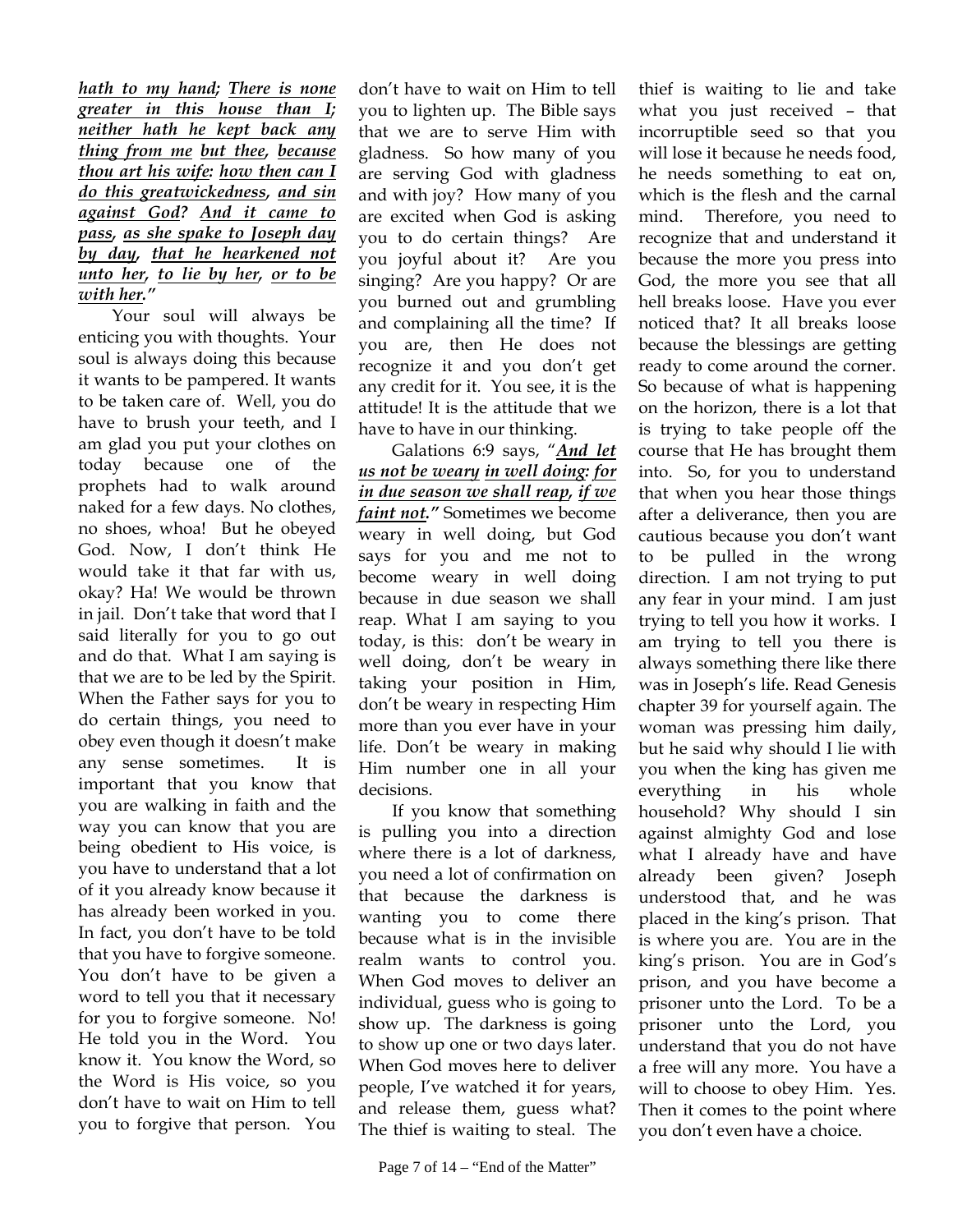***hath to my hand; There is none greater in this house than I; neither hath he kept back any thing from me but thee, because thou art his wife: how then can I do this greatwickedness, and sin against God? And it came to pass, as she spake to Joseph day by day, that he hearkened not unto her, to lie by her, or to be with her."***

Your soul will always be enticing you with thoughts. Your soul is always doing this because it wants to be pampered. It wants to be taken care of. Well, you do have to brush your teeth, and I am glad you put your clothes on today because one of the prophets had to walk around naked for a few days. No clothes, no shoes, whoa! But he obeyed God. Now, I don't think He would take it that far with us, okay? Ha! We would be thrown in jail. Don't take that word that I said literally for you to go out and do that. What I am saying is that we are to be led by the Spirit. When the Father says for you to do certain things, you need to obey even though it doesn't make any sense sometimes. It is important that you know that you are walking in faith and the way you can know that you are being obedient to His voice, is you have to understand that a lot of it you already know because it has already been worked in you. In fact, you don't have to be told that you have to forgive someone. You don't have to be given a word to tell you that it necessary for you to forgive someone. No! He told you in the Word. You know it. You know the Word, so the Word is His voice, so you don't have to wait on Him to tell you to forgive that person. You don't have to wait on Him to tell you to lighten up. The Bible says that we are to serve Him with gladness. So how many of you are serving God with gladness and with joy? How many of you are excited when God is asking you to do certain things? Are you joyful about it? Are you singing? Are you happy? Or are you burned out and grumbling and complaining all the time? If you are, then He does not recognize it and you don't get any credit for it. You see, it is the attitude! It is the attitude that we have to have in our thinking.

Galatians 6:9 says, "***And let us not be weary in well doing: for in due season we shall reap, if we faint not.***" Sometimes we become weary in well doing, but God says for you and me not to become weary in well doing because in due season we shall reap. What I am saying to you today, is this: don't be weary in well doing, don't be weary in taking your position in Him, don't be weary in respecting Him more than you ever have in your life. Don't be weary in making Him number one in all your decisions.

If you know that something is pulling you into a direction where there is a lot of darkness, you need a lot of confirmation on that because the darkness is wanting you to come there because what is in the invisible realm wants to control you. When God moves to deliver an individual, guess who is going to show up. The darkness is going to show up one or two days later. When God moves here to deliver people, I've watched it for years, and release them, guess what? The thief is waiting to steal. The thief is waiting to lie and take what you just received – that incorruptible seed so that you will lose it because he needs food, he needs something to eat on, which is the flesh and the carnal mind. Therefore, you need to recognize that and understand it because the more you press into God, the more you see that all hell breaks loose. Have you ever noticed that? It all breaks loose because the blessings are getting ready to come around the corner. So because of what is happening on the horizon, there is a lot that is trying to take people off the course that He has brought them into. So, for you to understand that when you hear those things after a deliverance, then you are cautious because you don't want to be pulled in the wrong direction. I am not trying to put any fear in your mind. I am just trying to tell you how it works. I am trying to tell you there is always something there like there was in Joseph's life. Read Genesis chapter 39 for yourself again. The woman was pressing him daily, but he said why should I lie with you when the king has given me everything in his whole household? Why should I sin against almighty God and lose what I already have and have already been given? Joseph understood that, and he was placed in the king's prison. That is where you are. You are in the king's prison. You are in God's prison, and you have become a prisoner unto the Lord. To be a prisoner unto the Lord, you understand that you do not have a free will any more. You have a will to choose to obey Him. Yes. Then it comes to the point where you don't even have a choice.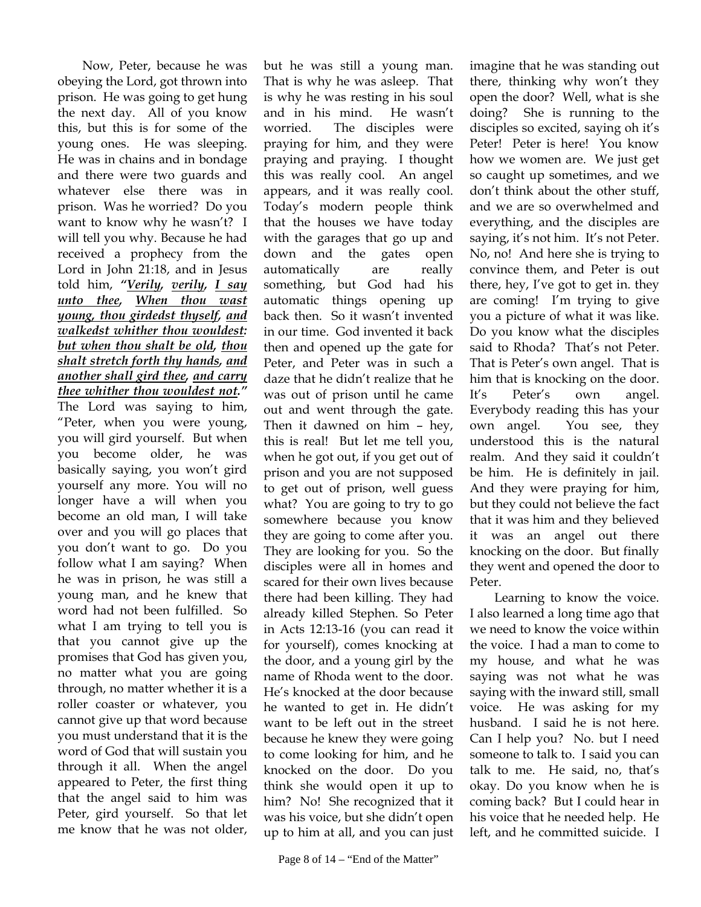Now, Peter, because he was obeying the Lord, got thrown into prison. He was going to get hung the next day. All of you know this, but this is for some of the young ones. He was sleeping. He was in chains and in bondage and there were two guards and whatever else there was in prison. Was he worried? Do you want to know why he wasn't? I will tell you why. Because he had received a prophecy from the Lord in John 21:18, and in Jesus told him, ***"Verily, verily, I say unto thee, When thou wast young, thou girdedst thyself, and walkedst whither thou wouldest: but when thou shalt be old, thou shalt stretch forth thy hands, and another shall gird thee, and carry thee whither thou wouldest not."*** The Lord was saying to him, "Peter, when you were young, you will gird yourself. But when you become older, he was basically saying, you won't gird yourself any more. You will no longer have a will when you become an old man, I will take over and you will go places that you don't want to go. Do you follow what I am saying? When he was in prison, he was still a young man, and he knew that word had not been fulfilled. So what I am trying to tell you is that you cannot give up the promises that God has given you, no matter what you are going through, no matter whether it is a roller coaster or whatever, you cannot give up that word because you must understand that it is the word of God that will sustain you through it all. When the angel appeared to Peter, the first thing that the angel said to him was Peter, gird yourself. So that let me know that he was not older, but he was still a young man. That is why he was asleep. That is why he was resting in his soul and in his mind. He wasn't worried. The disciples were praying for him, and they were praying and praying. I thought this was really cool. An angel appears, and it was really cool. Today's modern people think that the houses we have today with the garages that go up and down and the gates open automatically are really something, but God had his automatic things opening up back then. So it wasn't invented in our time. God invented it back then and opened up the gate for Peter, and Peter was in such a daze that he didn't realize that he was out of prison until he came out and went through the gate. Then it dawned on him – hey, this is real! But let me tell you, when he got out, if you get out of prison and you are not supposed to get out of prison, well guess what? You are going to try to go somewhere because you know they are going to come after you. They are looking for you. So the disciples were all in homes and scared for their own lives because there had been killing. They had already killed Stephen. So Peter in Acts 12:13-16 (you can read it for yourself), comes knocking at the door, and a young girl by the name of Rhoda went to the door. He's knocked at the door because he wanted to get in. He didn't want to be left out in the street because he knew they were going to come looking for him, and he knocked on the door. Do you think she would open it up to him? No! She recognized that it was his voice, but she didn't open up to him at all, and you can just imagine that he was standing out there, thinking why won't they open the door? Well, what is she doing? She is running to the disciples so excited, saying oh it's Peter! Peter is here! You know how we women are. We just get so caught up sometimes, and we don't think about the other stuff, and we are so overwhelmed and everything, and the disciples are saying, it's not him. It's not Peter. No, no! And here she is trying to convince them, and Peter is out there, hey, I've got to get in. they are coming! I'm trying to give you a picture of what it was like. Do you know what the disciples said to Rhoda? That's not Peter. That is Peter's own angel. That is him that is knocking on the door. It's Peter's own angel. Everybody reading this has your own angel. You see, they understood this is the natural realm. And they said it couldn't be him. He is definitely in jail. And they were praying for him, but they could not believe the fact that it was him and they believed it was an angel out there knocking on the door. But finally they went and opened the door to Peter.

Learning to know the voice. I also learned a long time ago that we need to know the voice within the voice. I had a man to come to my house, and what he was saying was not what he was saying with the inward still, small voice. He was asking for my husband. I said he is not here. Can I help you? No. but I need someone to talk to. I said you can talk to me. He said, no, that's okay. Do you know when he is coming back? But I could hear in his voice that he needed help. He left, and he committed suicide. I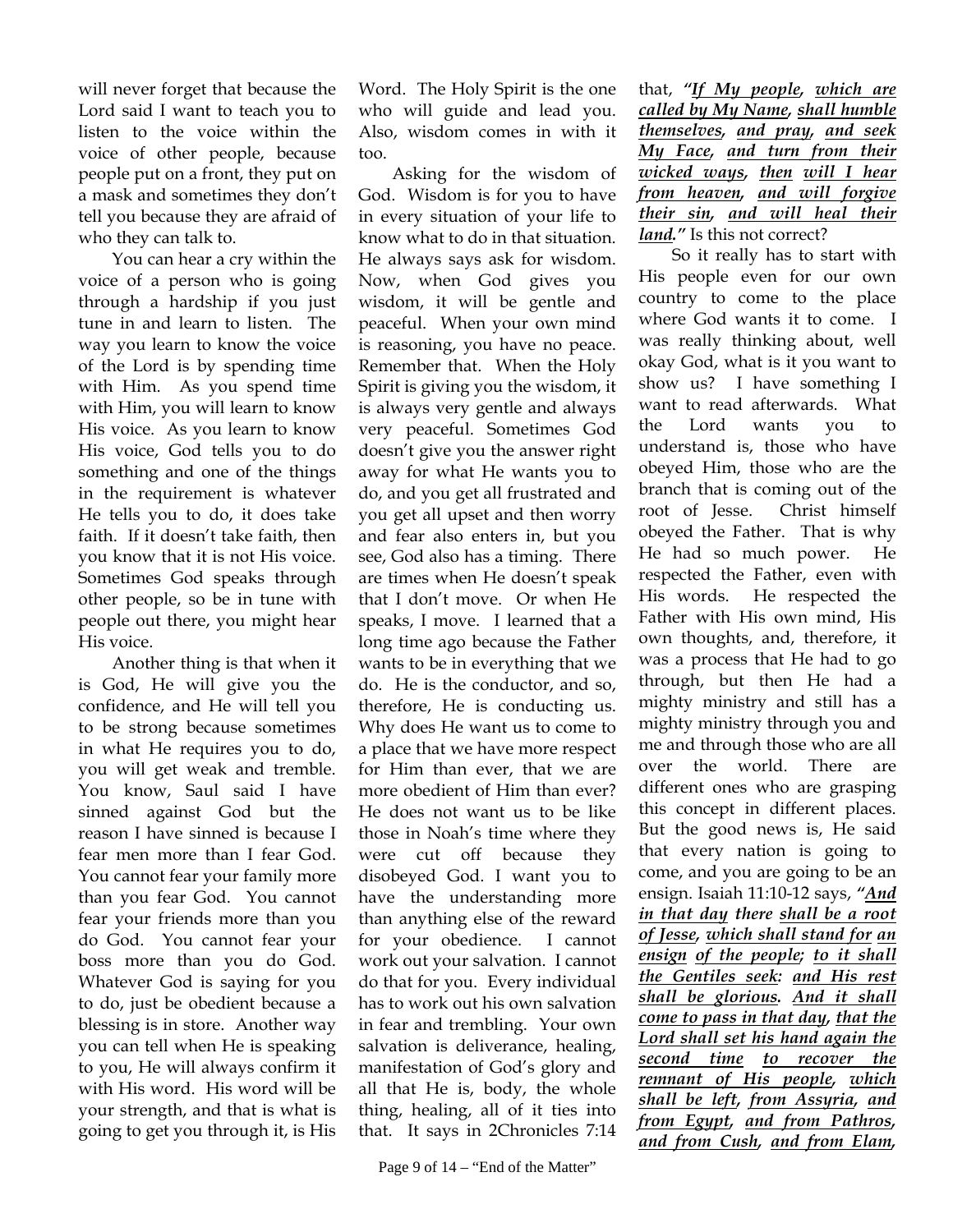will never forget that because the Lord said I want to teach you to listen to the voice within the voice of other people, because people put on a front, they put on a mask and sometimes they don't tell you because they are afraid of who they can talk to.

You can hear a cry within the voice of a person who is going through a hardship if you just tune in and learn to listen. The way you learn to know the voice of the Lord is by spending time with Him. As you spend time with Him, you will learn to know His voice. As you learn to know His voice, God tells you to do something and one of the things in the requirement is whatever He tells you to do, it does take faith. If it doesn't take faith, then you know that it is not His voice. Sometimes God speaks through other people, so be in tune with people out there, you might hear His voice.

Another thing is that when it is God, He will give you the confidence, and He will tell you to be strong because sometimes in what He requires you to do, you will get weak and tremble. You know, Saul said I have sinned against God but the reason I have sinned is because I fear men more than I fear God. You cannot fear your family more than you fear God. You cannot fear your friends more than you do God. You cannot fear your boss more than you do God. Whatever God is saying for you to do, just be obedient because a blessing is in store. Another way you can tell when He is speaking to you, He will always confirm it with His word. His word will be your strength, and that is what is going to get you through it, is His Word. The Holy Spirit is the one who will guide and lead you. Also, wisdom comes in with it too.

Asking for the wisdom of God. Wisdom is for you to have in every situation of your life to know what to do in that situation. He always says ask for wisdom. Now, when God gives you wisdom, it will be gentle and peaceful. When your own mind is reasoning, you have no peace. Remember that. When the Holy Spirit is giving you the wisdom, it is always very gentle and always very peaceful. Sometimes God doesn't give you the answer right away for what He wants you to do, and you get all frustrated and you get all upset and then worry and fear also enters in, but you see, God also has a timing. There are times when He doesn't speak that I don't move. Or when He speaks, I move. I learned that a long time ago because the Father wants to be in everything that we do. He is the conductor, and so, therefore, He is conducting us. Why does He want us to come to a place that we have more respect for Him than ever, that we are more obedient of Him than ever? He does not want us to be like those in Noah's time where they were cut off because they disobeyed God. I want you to have the understanding more than anything else of the reward for your obedience. I cannot work out your salvation. I cannot do that for you. Every individual has to work out his own salvation in fear and trembling. Your own salvation is deliverance, healing, manifestation of God's glory and all that He is, body, the whole thing, healing, all of it ties into that. It says in 2Chronicles 7:14 that, ***"<u>If My people</u>, <u>which are called by My Name</u>, <u>shall humble themselves</u>, <u>and pray</u>, <u>and seek My Face</u>, <u>and turn from their wicked ways</u>, <u>then</u> <u>will I hear from heaven</u>, <u>and will forgive their sin</u>, <u>and will heal their land</u>."*** Is this not correct?

So it really has to start with His people even for our own country to come to the place where God wants it to come. I was really thinking about, well okay God, what is it you want to show us? I have something I want to read afterwards. What the Lord wants you to understand is, those who have obeyed Him, those who are the branch that is coming out of the root of Jesse. Christ himself obeyed the Father. That is why He had so much power. He respected the Father, even with His words. He respected the Father with His own mind, His own thoughts, and, therefore, it was a process that He had to go through, but then He had a mighty ministry and still has a mighty ministry through you and me and through those who are all over the world. There are different ones who are grasping this concept in different places. But the good news is, He said that every nation is going to come, and you are going to be an ensign. Isaiah 11:10-12 says, ***"<u>And in that day</u> there <u>shall be a root of Jesse</u>, <u>which shall stand for</u> <u>an ensign</u> <u>of the people</u>; <u>to it shall the Gentiles seek</u>: <u>and His rest shall be glorious</u>. <u>And it shall come to pass in that day</u>, <u>that the Lord shall set his hand again the second time</u> <u>to recover the remnant of His people</u>, <u>which shall be left</u>, <u>from Assyria</u>, <u>and from Egypt</u>, <u>and from Pathros</u>, <u>and from Cush</u>, <u>and from Elam</u>,***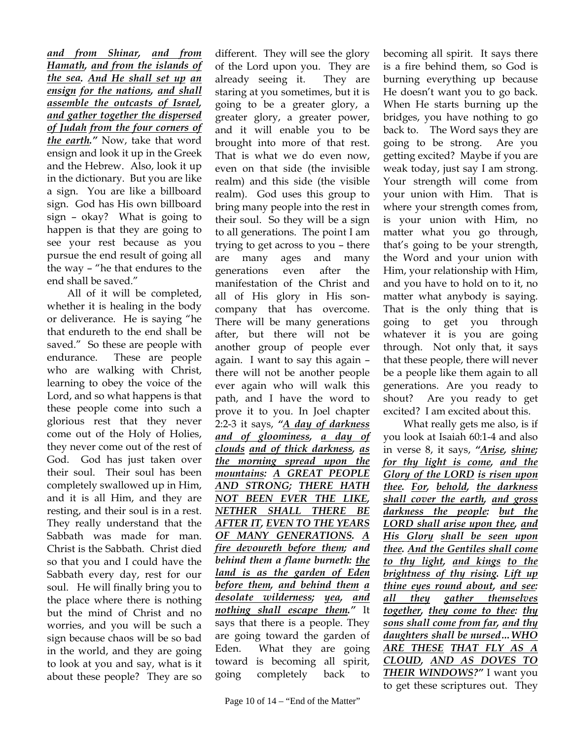***and from Shinar, and from Hamath, and from the islands of the sea. And He shall set up an ensign for the nations, and shall assemble the outcasts of Israel, and gather together the dispersed of Judah from the four corners of the earth."*** Now, take that word ensign and look it up in the Greek and the Hebrew. Also, look it up in the dictionary. But you are like a sign. You are like a billboard sign. God has His own billboard sign – okay? What is going to happen is that they are going to see your rest because as you pursue the end result of going all the way – "he that endures to the end shall be saved."

All of it will be completed, whether it is healing in the body or deliverance. He is saying "he that endureth to the end shall be saved." So these are people with endurance. These are people who are walking with Christ, learning to obey the voice of the Lord, and so what happens is that these people come into such a glorious rest that they never come out of the Holy of Holies, they never come out of the rest of God. God has just taken over their soul. Their soul has been completely swallowed up in Him, and it is all Him, and they are resting, and their soul is in a rest. They really understand that the Sabbath was made for man. Christ is the Sabbath. Christ died so that you and I could have the Sabbath every day, rest for our soul. He will finally bring you to the place where there is nothing but the mind of Christ and no worries, and you will be such a sign because chaos will be so bad in the world, and they are going to look at you and say, what is it about these people? They are so different. They will see the glory of the Lord upon you. They are already seeing it. They are staring at you sometimes, but it is going to be a greater glory, a greater glory, a greater power, and it will enable you to be brought into more of that rest. That is what we do even now, even on that side (the invisible realm) and this side (the visible realm). God uses this group to bring many people into the rest in their soul. So they will be a sign to all generations. The point I am trying to get across to you – there are many ages and many generations even after the manifestation of the Christ and all of His glory in His son-company that has overcome. There will be many generations after, but there will not be another group of people ever again. I want to say this again – there will not be another people ever again who will walk this path, and I have the word to prove it to you. In Joel chapter 2:2-3 it says, ***"A day of darkness and of gloominess, a day of clouds and of thick darkness, as the morning spread upon the mountains: A GREAT PEOPLE AND STRONG; THERE HATH NOT BEEN EVER THE LIKE, NETHER SHALL THERE BE AFTER IT, EVEN TO THE YEARS OF MANY GENERATIONS. A fire devoureth before them; and behind them a flame burneth: the land is as the garden of Eden before them, and behind them a desolate wilderness; yea, and nothing shall escape them."*** It says that there is a people. They are going toward the garden of Eden. What they are going toward is becoming all spirit, going completely back to becoming all spirit. It says there is a fire behind them, so God is burning everything up because He doesn't want you to go back. When He starts burning up the bridges, you have nothing to go back to. The Word says they are going to be strong. Are you getting excited? Maybe if you are weak today, just say I am strong. Your strength will come from your union with Him. That is where your strength comes from, is your union with Him, no matter what you go through, that's going to be your strength, the Word and your union with Him, your relationship with Him, and you have to hold on to it, no matter what anybody is saying. That is the only thing that is going to get you through whatever it is you are going through. Not only that, it says that these people, there will never be a people like them again to all generations. Are you ready to shout? Are you ready to get excited? I am excited about this.

What really gets me also, is if you look at Isaiah 60:1-4 and also in verse 8, it says, ***"Arise, shine; for thy light is come, and the Glory of the LORD is risen upon thee. For, behold, the darkness shall cover the earth, and gross darkness the people: but the LORD shall arise upon thee, and His Glory shall be seen upon thee. And the Gentiles shall come to thy light, and kings to the brightness of thy rising. Lift up thine eyes round about, and see: all they gather themselves together, they come to thee: thy sons shall come from far, and thy daughters shall be nursed...WHO ARE THESE THAT FLY AS A CLOUD, AND AS DOVES TO THEIR WINDOWS?"*** I want you to get these scriptures out. They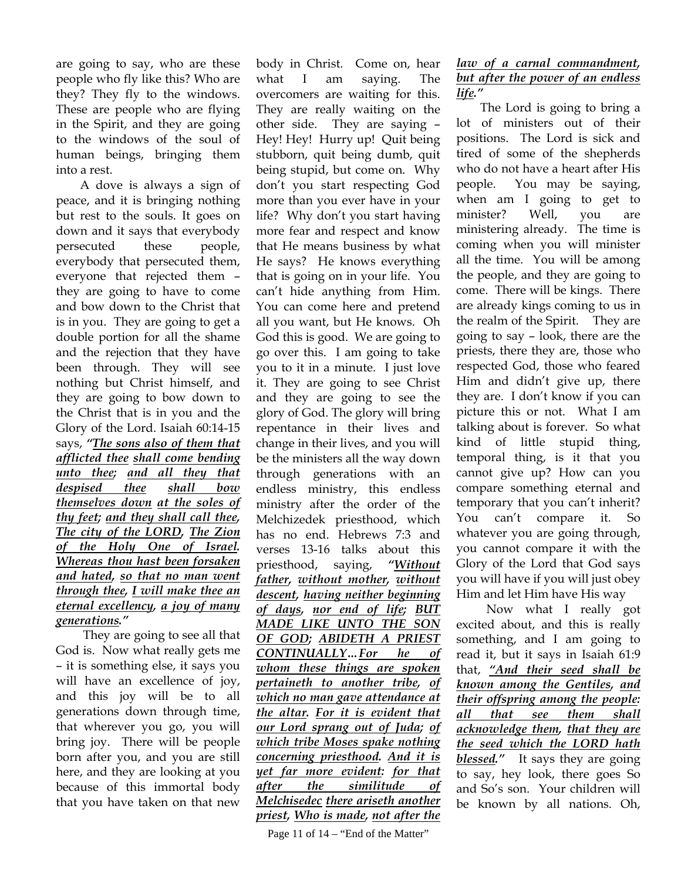are going to say, who are these people who fly like this? Who are they? They fly to the windows. These are people who are flying in the Spirit, and they are going to the windows of the soul of human beings, bringing them into a rest.

A dove is always a sign of peace, and it is bringing nothing but rest to the souls. It goes on down and it says that everybody persecuted these people, everybody that persecuted them, everyone that rejected them – they are going to have to come and bow down to the Christ that is in you. They are going to get a double portion for all the shame and the rejection that they have been through. They will see nothing but Christ himself, and they are going to bow down to the Christ that is in you and the Glory of the Lord. Isaiah 60:14-15 says, ***"The sons also of them that afflicted thee shall come bending unto thee; and all they that despised thee shall bow themselves down at the soles of thy feet; and they shall call thee, The city of the LORD, The Zion of the Holy One of Israel. Whereas thou hast been forsaken and hated, so that no man went through thee, I will make thee an eternal excellency, a joy of many generations."***

They are going to see all that God is. Now what really gets me – it is something else, it says you will have an excellence of joy, and this joy will be to all generations down through time, that wherever you go, you will bring joy. There will be people born after you, and you are still here, and they are looking at you because of this immortal body that you have taken on that new body in Christ. Come on, hear what I am saying. The overcomers are waiting for this. They are really waiting on the other side. They are saying – Hey! Hey! Hurry up! Quit being stubborn, quit being dumb, quit being stupid, but come on. Why don't you start respecting God more than you ever have in your life? Why don't you start having more fear and respect and know that He means business by what He says? He knows everything that is going on in your life. You can't hide anything from Him. You can come here and pretend all you want, but He knows. Oh God this is good. We are going to go over this. I am going to take you to it in a minute. I just love it. They are going to see Christ and they are going to see the glory of God. The glory will bring repentance in their lives and change in their lives, and you will be the ministers all the way down through generations with an endless ministry, this endless ministry after the order of the Melchizedek priesthood, which has no end. Hebrews 7:3 and verses 13-16 talks about this priesthood, saying, ***"Without father, without mother, without descent, having neither beginning of days, nor end of life; BUT MADE LIKE UNTO THE SON OF GOD; ABIDETH A PRIEST CONTINUALLY... For he of whom these things are spoken pertaineth to another tribe, of which no man gave attendance at the altar. For it is evident that our Lord sprang out of Juda; of which tribe Moses spake nothing concerning priesthood. And it is yet far more evident: for that after the similitude of Melchisedec there ariseth another priest, Who is made, not after the law of a carnal commandment, but after the power of an endless life."***

The Lord is going to bring a lot of ministers out of their positions. The Lord is sick and tired of some of the shepherds who do not have a heart after His people. You may be saying, when am I going to get to minister? Well, you are ministering already. The time is coming when you will minister all the time. You will be among the people, and they are going to come. There will be kings. There are already kings coming to us in the realm of the Spirit. They are going to say – look, there are the priests, there they are, those who respected God, those who feared Him and didn't give up, there they are. I don't know if you can picture this or not. What I am talking about is forever. So what kind of little stupid thing, temporal thing, is it that you cannot give up? How can you compare something eternal and temporary that you can't inherit? You can't compare it. So whatever you are going through, you cannot compare it with the Glory of the Lord that God says you will have if you will just obey Him and let Him have His way

Now what I really got excited about, and this is really something, and I am going to read it, but it says in Isaiah 61:9 that, ***"And their seed shall be known among the Gentiles, and their offspring among the people: all that see them shall acknowledge them, that they are the seed which the LORD hath blessed."*** It says they are going to say, hey look, there goes So and So's son. Your children will be known by all nations. Oh,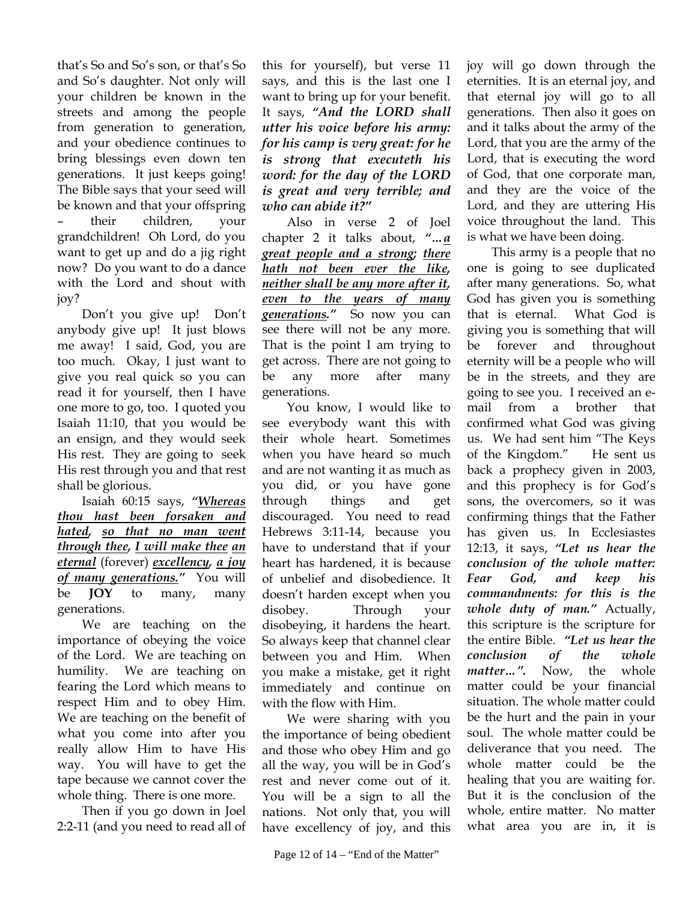that's So and So's son, or that's So and So's daughter. Not only will your children be known in the streets and among the people from generation to generation, and your obedience continues to bring blessings even down ten generations. It just keeps going! The Bible says that your seed will be known and that your offspring – their children, your grandchildren! Oh Lord, do you want to get up and do a jig right now? Do you want to do a dance with the Lord and shout with joy?

Don't you give up! Don't anybody give up! It just blows me away! I said, God, you are too much. Okay, I just want to give you real quick so you can read it for yourself, then I have one more to go, too. I quoted you Isaiah 11:10, that you would be an ensign, and they would seek His rest. They are going to seek His rest through you and that rest shall be glorious.

Isaiah 60:15 says, ***"Whereas thou hast been forsaken and hated, so that no man went through thee, I will make thee an eternal*** (forever) ***excellency, a joy of many generations."*** You will be **JOY** to many, many generations.

We are teaching on the importance of obeying the voice of the Lord. We are teaching on humility. We are teaching on fearing the Lord which means to respect Him and to obey Him. We are teaching on the benefit of what you come into after you really allow Him to have His way. You will have to get the tape because we cannot cover the whole thing. There is one more.

Then if you go down in Joel 2:2-11 (and you need to read all of this for yourself), but verse 11 says, and this is the last one I want to bring up for your benefit. It says, ***"And the LORD shall utter his voice before his army: for his camp is very great: for he is strong that executeth his word: for the day of the LORD is great and very terrible; and who can abide it?"***

Also in verse 2 of Joel chapter 2 it talks about, ***"…a great people and a strong; there hath not been ever the like, neither shall be any more after it, even to the years of many generations."*** So now you can see there will not be any more. That is the point I am trying to get across. There are not going to be any more after many generations.

You know, I would like to see everybody want this with their whole heart. Sometimes when you have heard so much and are not wanting it as much as you did, or you have gone through things and get discouraged. You need to read Hebrews 3:11-14, because you have to understand that if your heart has hardened, it is because of unbelief and disobedience. It doesn't harden except when you disobey. Through your disobeying, it hardens the heart. So always keep that channel clear between you and Him. When you make a mistake, get it right immediately and continue on with the flow with Him.

We were sharing with you the importance of being obedient and those who obey Him and go all the way, you will be in God's rest and never come out of it. You will be a sign to all the nations. Not only that, you will have excellency of joy, and this joy will go down through the eternities. It is an eternal joy, and that eternal joy will go to all generations. Then also it goes on and it talks about the army of the Lord, that you are the army of the Lord, that is executing the word of God, that one corporate man, and they are the voice of the Lord, and they are uttering His voice throughout the land. This is what we have been doing.

This army is a people that no one is going to see duplicated after many generations. So, what God has given you is something that is eternal. What God is giving you is something that will be forever and throughout eternity will be a people who will be in the streets, and they are going to see you. I received an e-mail from a brother that confirmed what God was giving us. We had sent him "The Keys of the Kingdom." He sent us back a prophecy given in 2003, and this prophecy is for God's sons, the overcomers, so it was confirming things that the Father has given us. In Ecclesiastes 12:13, it says, ***"Let us hear the conclusion of the whole matter: Fear God, and keep his commandments: for this is the whole duty of man."*** Actually, this scripture is the scripture for the entire Bible. ***"Let us hear the conclusion of the whole matter…".*** Now, the whole matter could be your financial situation. The whole matter could be the hurt and the pain in your soul. The whole matter could be deliverance that you need. The whole matter could be the healing that you are waiting for. But it is the conclusion of the whole, entire matter. No matter what area you are in, it is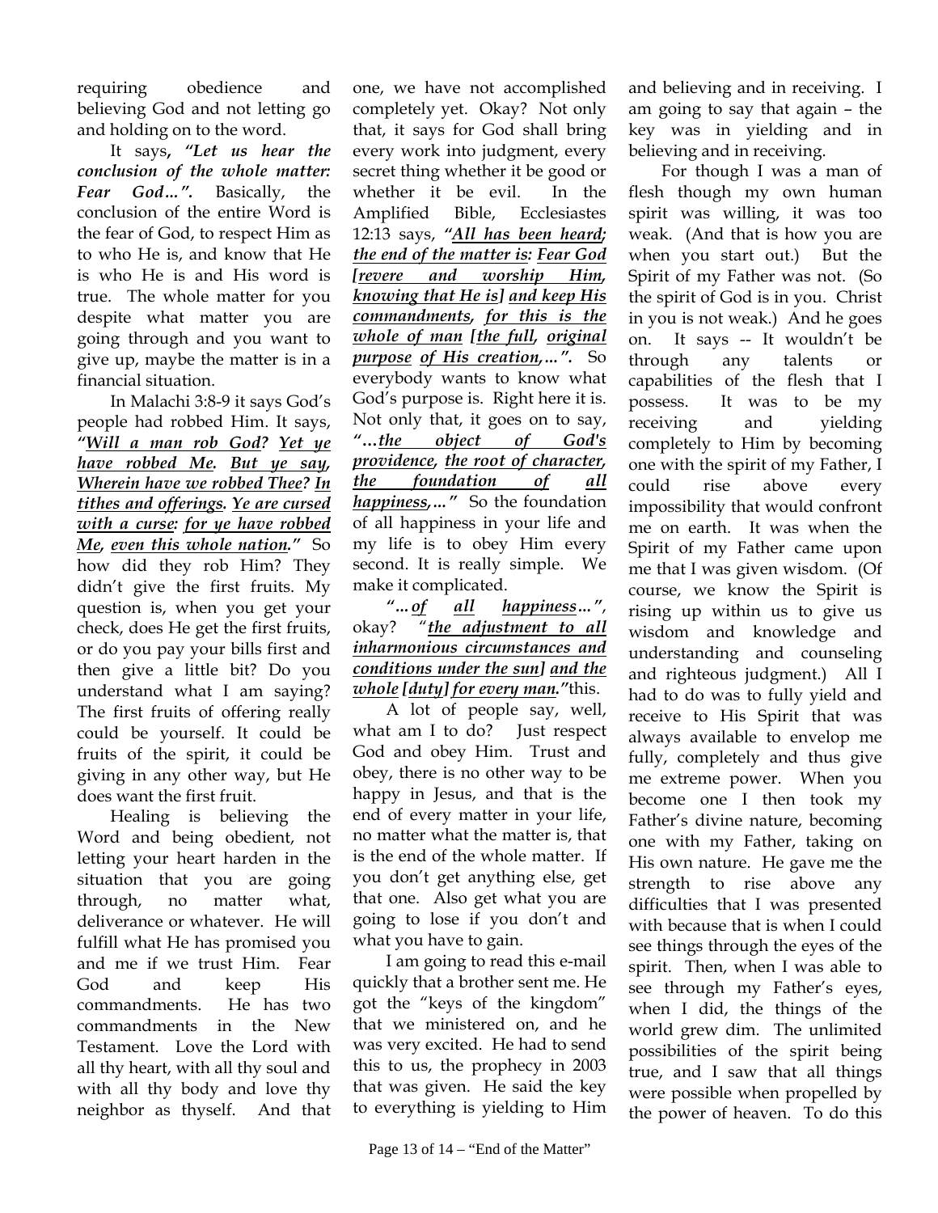requiring obedience and believing God and not letting go and holding on to the word.

It says, ***"Let us hear the conclusion of the whole matter: Fear God…".*** Basically, the conclusion of the entire Word is the fear of God, to respect Him as to who He is, and know that He is who He is and His word is true. The whole matter for you despite what matter you are going through and you want to give up, maybe the matter is in a financial situation.

In Malachi 3:8-9 it says God's people had robbed Him. It says, ***"Will a man rob God? Yet ye have robbed Me. But ye say, Wherein have we robbed Thee? In tithes and offerings. Ye are cursed with a curse: for ye have robbed Me, even this whole nation."*** So how did they rob Him? They didn't give the first fruits. My question is, when you get your check, does He get the first fruits, or do you pay your bills first and then give a little bit? Do you understand what I am saying? The first fruits of offering really could be yourself. It could be fruits of the spirit, it could be giving in any other way, but He does want the first fruit.

Healing is believing the Word and being obedient, not letting your heart harden in the situation that you are going through, no matter what, deliverance or whatever. He will fulfill what He has promised you and me if we trust Him. Fear God and keep His commandments. He has two commandments in the New Testament. Love the Lord with all thy heart, with all thy soul and with all thy body and love thy neighbor as thyself. And that one, we have not accomplished completely yet. Okay? Not only that, it says for God shall bring every work into judgment, every secret thing whether it be good or whether it be evil. In the Amplified Bible, Ecclesiastes 12:13 says, ***"All has been heard; the end of the matter is: Fear God [revere and worship Him, knowing that He is] and keep His commandments, for this is the whole of man [the full, original purpose of His creation,…".*** So everybody wants to know what God's purpose is. Right here it is. Not only that, it goes on to say, ***"…the object of God's providence, the root of character, the foundation of all happiness,…"*** So the foundation of all happiness in your life and my life is to obey Him every second. It is really simple. We make it complicated.

***"…of all happiness…"***, okay? ***"the adjustment to all inharmonious circumstances and conditions under the sun] and the whole [duty] for every man."***this.

A lot of people say, well, what am I to do? Just respect God and obey Him. Trust and obey, there is no other way to be happy in Jesus, and that is the end of every matter in your life, no matter what the matter is, that is the end of the whole matter. If you don't get anything else, get that one. Also get what you are going to lose if you don't and what you have to gain.

I am going to read this e-mail quickly that a brother sent me. He got the "keys of the kingdom" that we ministered on, and he was very excited. He had to send this to us, the prophecy in 2003 that was given. He said the key to everything is yielding to Him and believing and in receiving. I am going to say that again – the key was in yielding and in believing and in receiving.

For though I was a man of flesh though my own human spirit was willing, it was too weak. (And that is how you are when you start out.) But the Spirit of my Father was not. (So the spirit of God is in you. Christ in you is not weak.) And he goes on. It says -- It wouldn't be through any talents or capabilities of the flesh that I possess. It was to be my receiving and yielding completely to Him by becoming one with the spirit of my Father, I could rise above every impossibility that would confront me on earth. It was when the Spirit of my Father came upon me that I was given wisdom. (Of course, we know the Spirit is rising up within us to give us wisdom and knowledge and understanding and counseling and righteous judgment.) All I had to do was to fully yield and receive to His Spirit that was always available to envelop me fully, completely and thus give me extreme power. When you become one I then took my Father's divine nature, becoming one with my Father, taking on His own nature. He gave me the strength to rise above any difficulties that I was presented with because that is when I could see things through the eyes of the spirit. Then, when I was able to see through my Father's eyes, when I did, the things of the world grew dim. The unlimited possibilities of the spirit being true, and I saw that all things were possible when propelled by the power of heaven. To do this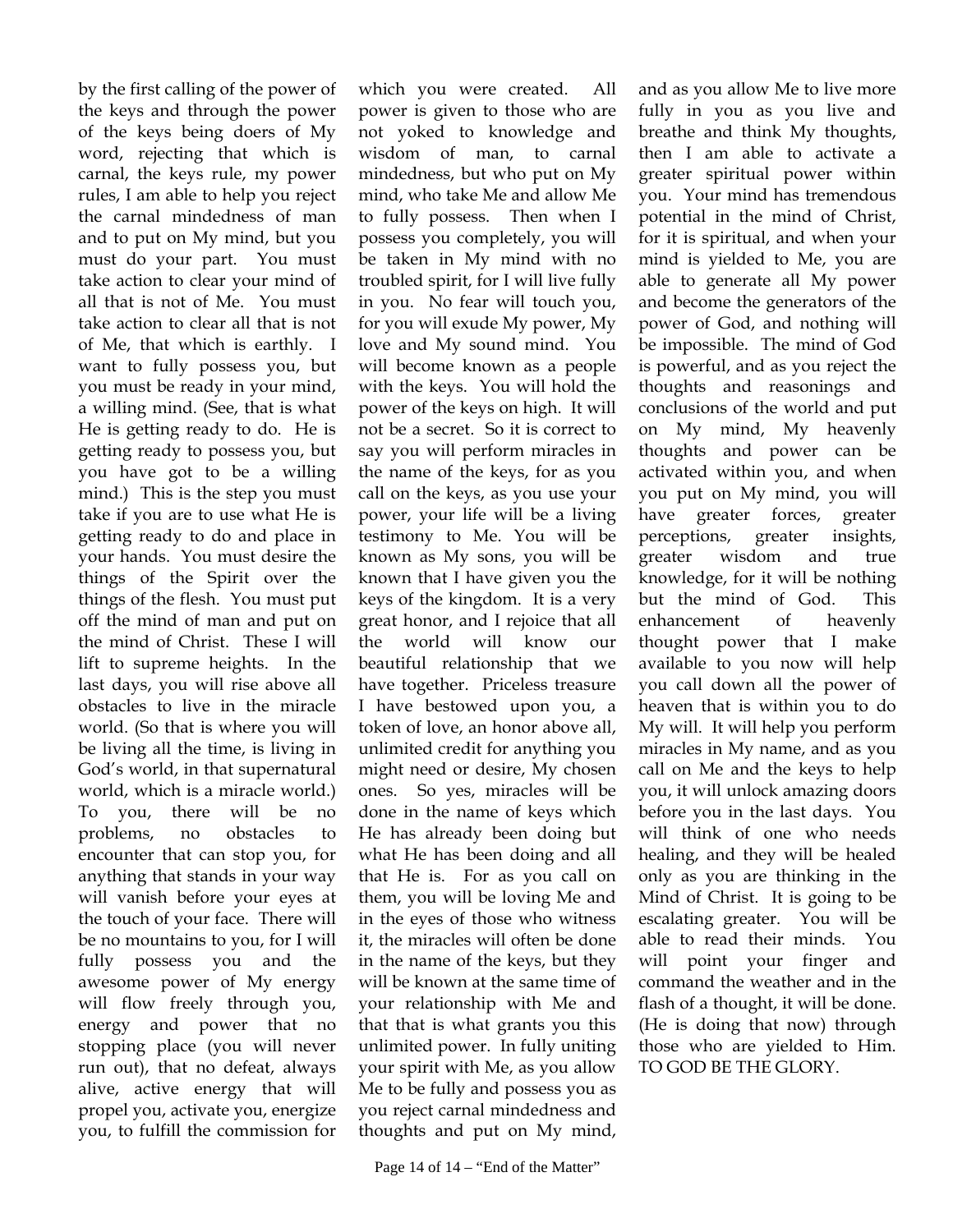by the first calling of the power of the keys and through the power of the keys being doers of My word, rejecting that which is carnal, the keys rule, my power rules, I am able to help you reject the carnal mindedness of man and to put on My mind, but you must do your part. You must take action to clear your mind of all that is not of Me. You must take action to clear all that is not of Me, that which is earthly. I want to fully possess you, but you must be ready in your mind, a willing mind. (See, that is what He is getting ready to do. He is getting ready to possess you, but you have got to be a willing mind.) This is the step you must take if you are to use what He is getting ready to do and place in your hands. You must desire the things of the Spirit over the things of the flesh. You must put off the mind of man and put on the mind of Christ. These I will lift to supreme heights. In the last days, you will rise above all obstacles to live in the miracle world. (So that is where you will be living all the time, is living in God's world, in that supernatural world, which is a miracle world.) To you, there will be no problems, no obstacles to encounter that can stop you, for anything that stands in your way will vanish before your eyes at the touch of your face. There will be no mountains to you, for I will fully possess you and the awesome power of My energy will flow freely through you, energy and power that no stopping place (you will never run out), that no defeat, always alive, active energy that will propel you, activate you, energize you, to fulfill the commission for which you were created. All power is given to those who are not yoked to knowledge and wisdom of man, to carnal mindedness, but who put on My mind, who take Me and allow Me to fully possess. Then when I possess you completely, you will be taken in My mind with no troubled spirit, for I will live fully in you. No fear will touch you, for you will exude My power, My love and My sound mind. You will become known as a people with the keys. You will hold the power of the keys on high. It will not be a secret. So it is correct to say you will perform miracles in the name of the keys, for as you call on the keys, as you use your power, your life will be a living testimony to Me. You will be known as My sons, you will be known that I have given you the keys of the kingdom. It is a very great honor, and I rejoice that all the world will know our beautiful relationship that we have together. Priceless treasure I have bestowed upon you, a token of love, an honor above all, unlimited credit for anything you might need or desire, My chosen ones. So yes, miracles will be done in the name of keys which He has already been doing but what He has been doing and all that He is. For as you call on them, you will be loving Me and in the eyes of those who witness it, the miracles will often be done in the name of the keys, but they will be known at the same time of your relationship with Me and that that is what grants you this unlimited power. In fully uniting your spirit with Me, as you allow Me to be fully and possess you as you reject carnal mindedness and thoughts and put on My mind, and as you allow Me to live more fully in you as you live and breathe and think My thoughts, then I am able to activate a greater spiritual power within you. Your mind has tremendous potential in the mind of Christ, for it is spiritual, and when your mind is yielded to Me, you are able to generate all My power and become the generators of the power of God, and nothing will be impossible. The mind of God is powerful, and as you reject the thoughts and reasonings and conclusions of the world and put on My mind, My heavenly thoughts and power can be activated within you, and when you put on My mind, you will have greater forces, greater perceptions, greater insights, greater wisdom and true knowledge, for it will be nothing but the mind of God. This enhancement of heavenly thought power that I make available to you now will help you call down all the power of heaven that is within you to do My will. It will help you perform miracles in My name, and as you call on Me and the keys to help you, it will unlock amazing doors before you in the last days. You will think of one who needs healing, and they will be healed only as you are thinking in the Mind of Christ. It is going to be escalating greater. You will be able to read their minds. You will point your finger and command the weather and in the flash of a thought, it will be done. (He is doing that now) through those who are yielded to Him. TO GOD BE THE GLORY.